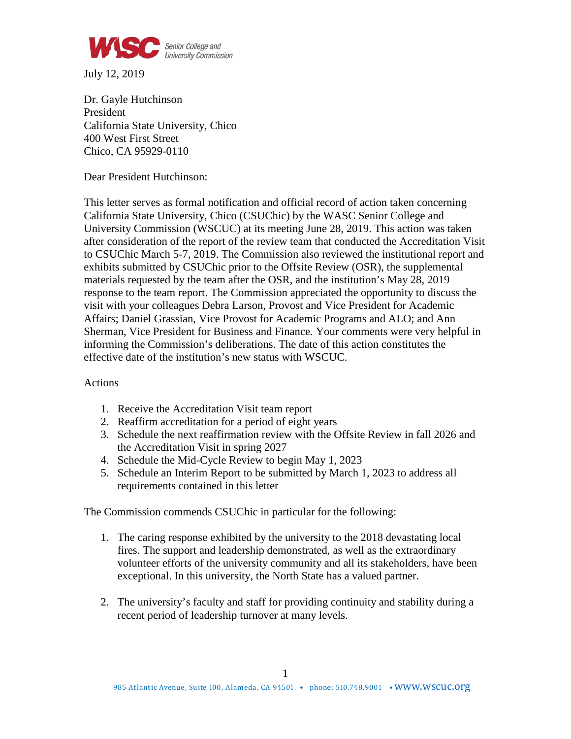July 12, 2019

Dr. Gayle Hutchinson
President
California State University, Chico
400 West First Street
Chico, CA 95929-0110

Dear President Hutchinson:

This letter serves as formal notification and official record of action taken concerning California State University, Chico (CSUChic) by the WASC Senior College and University Commission (WSCUC) at its meeting June 28, 2019. This action was taken after consideration of the report of the review team that conducted the Accreditation Visit to CSUChic March 5-7, 2019. The Commission also reviewed the institutional report and exhibits submitted by CSUChic prior to the Offsite Review (OSR), the supplemental materials requested by the team after the OSR, and the institution's May 28, 2019 response to the team report. The Commission appreciated the opportunity to discuss the visit with your colleagues Debra Larson, Provost and Vice President for Academic Affairs; Daniel Grassian, Vice Provost for Academic Programs and ALO; and Ann Sherman, Vice President for Business and Finance. Your comments were very helpful in informing the Commission's deliberations. The date of this action constitutes the effective date of the institution's new status with WSCUC.

Actions

1. Receive the Accreditation Visit team report
2. Reaffirm accreditation for a period of eight years
3. Schedule the next reaffirmation review with the Offsite Review in fall 2026 and the Accreditation Visit in spring 2027
4. Schedule the Mid-Cycle Review to begin May 1, 2023
5. Schedule an Interim Report to be submitted by March 1, 2023 to address all requirements contained in this letter

The Commission commends CSUChic in particular for the following:

1. The caring response exhibited by the university to the 2018 devastating local fires. The support and leadership demonstrated, as well as the extraordinary volunteer efforts of the university community and all its stakeholders, have been exceptional. In this university, the North State has a valued partner.

2. The university's faculty and staff for providing continuity and stability during a recent period of leadership turnover at many levels.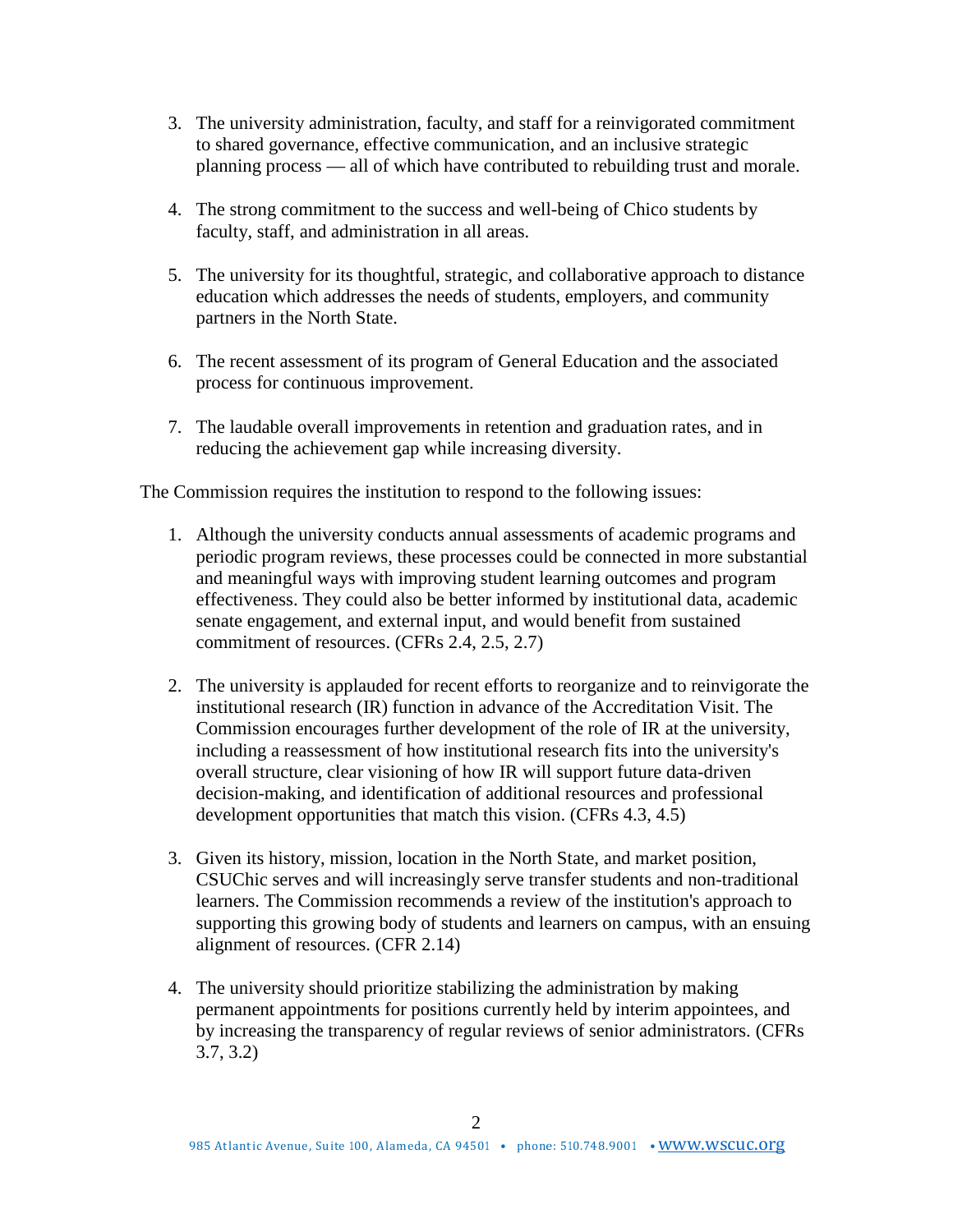3. The university administration, faculty, and staff for a reinvigorated commitment to shared governance, effective communication, and an inclusive strategic planning process — all of which have contributed to rebuilding trust and morale.

4. The strong commitment to the success and well-being of Chico students by faculty, staff, and administration in all areas.

5. The university for its thoughtful, strategic, and collaborative approach to distance education which addresses the needs of students, employers, and community partners in the North State.

6. The recent assessment of its program of General Education and the associated process for continuous improvement.

7. The laudable overall improvements in retention and graduation rates, and in reducing the achievement gap while increasing diversity.

The Commission requires the institution to respond to the following issues:

1. Although the university conducts annual assessments of academic programs and periodic program reviews, these processes could be connected in more substantial and meaningful ways with improving student learning outcomes and program effectiveness. They could also be better informed by institutional data, academic senate engagement, and external input, and would benefit from sustained commitment of resources. (CFRs 2.4, 2.5, 2.7)

2. The university is applauded for recent efforts to reorganize and to reinvigorate the institutional research (IR) function in advance of the Accreditation Visit. The Commission encourages further development of the role of IR at the university, including a reassessment of how institutional research fits into the university's overall structure, clear visioning of how IR will support future data-driven decision-making, and identification of additional resources and professional development opportunities that match this vision. (CFRs 4.3, 4.5)

3. Given its history, mission, location in the North State, and market position, CSUChic serves and will increasingly serve transfer students and non-traditional learners. The Commission recommends a review of the institution's approach to supporting this growing body of students and learners on campus, with an ensuing alignment of resources. (CFR 2.14)

4. The university should prioritize stabilizing the administration by making permanent appointments for positions currently held by interim appointees, and by increasing the transparency of regular reviews of senior administrators. (CFRs 3.7, 3.2)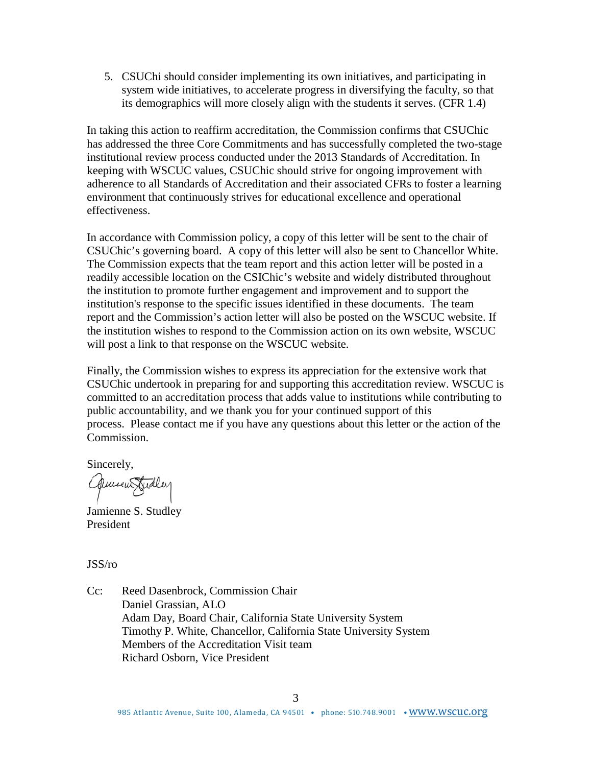5. CSUChi should consider implementing its own initiatives, and participating in system wide initiatives, to accelerate progress in diversifying the faculty, so that its demographics will more closely align with the students it serves. (CFR 1.4)

In taking this action to reaffirm accreditation, the Commission confirms that CSUChic has addressed the three Core Commitments and has successfully completed the two-stage institutional review process conducted under the 2013 Standards of Accreditation. In keeping with WSCUC values, CSUChic should strive for ongoing improvement with adherence to all Standards of Accreditation and their associated CFRs to foster a learning environment that continuously strives for educational excellence and operational effectiveness.

In accordance with Commission policy, a copy of this letter will be sent to the chair of CSUChic's governing board. A copy of this letter will also be sent to Chancellor White. The Commission expects that the team report and this action letter will be posted in a readily accessible location on the CSIChic's website and widely distributed throughout the institution to promote further engagement and improvement and to support the institution's response to the specific issues identified in these documents. The team report and the Commission's action letter will also be posted on the WSCUC website. If the institution wishes to respond to the Commission action on its own website, WSCUC will post a link to that response on the WSCUC website.

Finally, the Commission wishes to express its appreciation for the extensive work that CSUChic undertook in preparing for and supporting this accreditation review. WSCUC is committed to an accreditation process that adds value to institutions while contributing to public accountability, and we thank you for your continued support of this process. Please contact me if you have any questions about this letter or the action of the Commission.

Sincerely,

Jamienne S. Studley
President

JSS/ro

Cc: Reed Dasenbrock, Commission Chair
Daniel Grassian, ALO
Adam Day, Board Chair, California State University System
Timothy P. White, Chancellor, California State University System
Members of the Accreditation Visit team
Richard Osborn, Vice President

985 Atlantic Avenue, Suite 100, Alameda, CA 94501 • phone: 510.748.9001 • www.wscuc.org